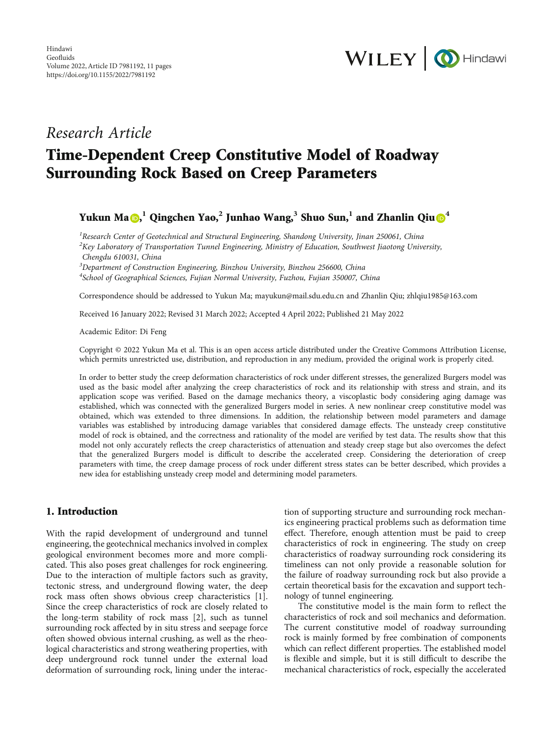Hindawi
Geofluids
Volume 2022, Article ID 7981192, 11 pages
https://doi.org/10.1155/2022/7981192

*Research Article*

# Time-Dependent Creep Constitutive Model of Roadway Surrounding Rock Based on Creep Parameters

**Yukun Ma**,[1] **Qingchen Yao**,[2] **Junhao Wang**,[3] **Shuo Sun**,[1] **and Zhanlin Qiu**[4]

[1]*Research Center of Geotechnical and Structural Engineering, Shandong University, Jinan 250061, China*
[2]*Key Laboratory of Transportation Tunnel Engineering, Ministry of Education, Southwest Jiaotong University, Chengdu 610031, China*
[3]*Department of Construction Engineering, Binzhou University, Binzhou 256600, China*
[4]*School of Geographical Sciences, Fujian Normal University, Fuzhou, Fujian 350007, China*

Correspondence should be addressed to Yukun Ma; mayukun@mail.sdu.edu.cn and Zhanlin Qiu; zhlqiu1985@163.com

Received 16 January 2022; Revised 31 March 2022; Accepted 4 April 2022; Published 21 May 2022

Academic Editor: Di Feng

Copyright © 2022 Yukun Ma et al. This is an open access article distributed under the Creative Commons Attribution License, which permits unrestricted use, distribution, and reproduction in any medium, provided the original work is properly cited.

In order to better study the creep deformation characteristics of rock under different stresses, the generalized Burgers model was used as the basic model after analyzing the creep characteristics of rock and its relationship with stress and strain, and its application scope was verified. Based on the damage mechanics theory, a viscoplastic body considering aging damage was established, which was connected with the generalized Burgers model in series. A new nonlinear creep constitutive model was obtained, which was extended to three dimensions. In addition, the relationship between model parameters and damage variables was established by introducing damage variables that considered damage effects. The unsteady creep constitutive model of rock is obtained, and the correctness and rationality of the model are verified by test data. The results show that this model not only accurately reflects the creep characteristics of attenuation and steady creep stage but also overcomes the defect that the generalized Burgers model is difficult to describe the accelerated creep. Considering the deterioration of creep parameters with time, the creep damage process of rock under different stress states can be better described, which provides a new idea for establishing unsteady creep model and determining model parameters.

## 1. Introduction

With the rapid development of underground and tunnel engineering, the geotechnical mechanics involved in complex geological environment becomes more and more complicated. This also poses great challenges for rock engineering. Due to the interaction of multiple factors such as gravity, tectonic stress, and underground flowing water, the deep rock mass often shows obvious creep characteristics [1]. Since the creep characteristics of rock are closely related to the long-term stability of rock mass [2], such as tunnel surrounding rock affected by in situ stress and seepage force often showed obvious internal crushing, as well as the rheological characteristics and strong weathering properties, with deep underground rock tunnel under the external load deformation of surrounding rock, lining under the interaction of supporting structure and surrounding rock mechanics engineering practical problems such as deformation time effect. Therefore, enough attention must be paid to creep characteristics of rock in engineering. The study on creep characteristics of roadway surrounding rock considering its timeliness can not only provide a reasonable solution for the failure of roadway surrounding rock but also provide a certain theoretical basis for the excavation and support technology of tunnel engineering.

The constitutive model is the main form to reflect the characteristics of rock and soil mechanics and deformation. The current constitutive model of roadway surrounding rock is mainly formed by free combination of components which can reflect different properties. The established model is flexible and simple, but it is still difficult to describe the mechanical characteristics of rock, especially the accelerated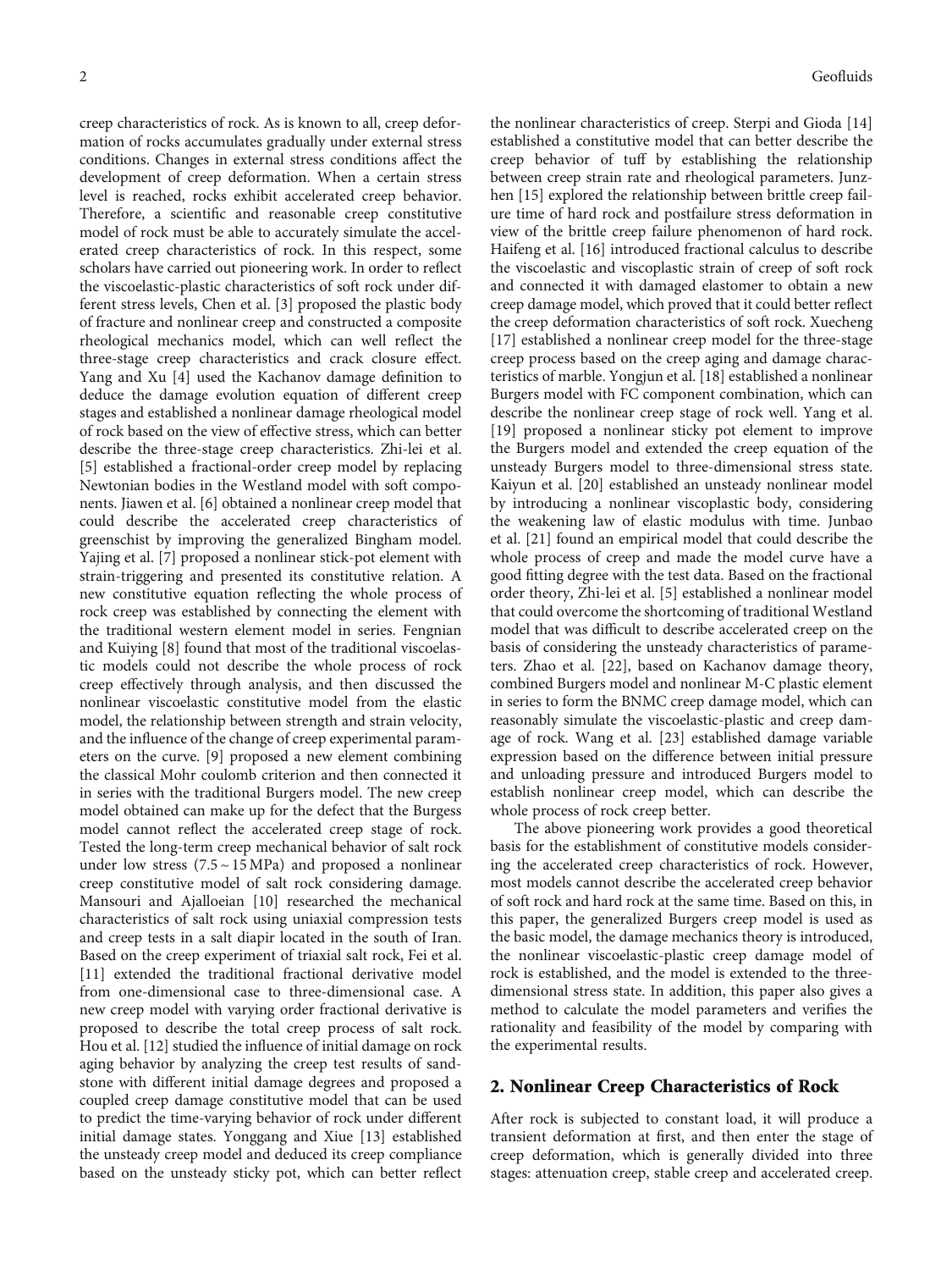creep characteristics of rock. As is known to all, creep deformation of rocks accumulates gradually under external stress conditions. Changes in external stress conditions affect the development of creep deformation. When a certain stress level is reached, rocks exhibit accelerated creep behavior. Therefore, a scientific and reasonable creep constitutive model of rock must be able to accurately simulate the accelerated creep characteristics of rock. In this respect, some scholars have carried out pioneering work. In order to reflect the viscoelastic-plastic characteristics of soft rock under different stress levels, Chen et al. [3] proposed the plastic body of fracture and nonlinear creep and constructed a composite rheological mechanics model, which can well reflect the three-stage creep characteristics and crack closure effect. Yang and Xu [4] used the Kachanov damage definition to deduce the damage evolution equation of different creep stages and established a nonlinear damage rheological model of rock based on the view of effective stress, which can better describe the three-stage creep characteristics. Zhi-lei et al. [5] established a fractional-order creep model by replacing Newtonian bodies in the Westland model with soft components. Jiawen et al. [6] obtained a nonlinear creep model that could describe the accelerated creep characteristics of greenschist by improving the generalized Bingham model. Yajing et al. [7] proposed a nonlinear stick-pot element with strain-triggering and presented its constitutive relation. A new constitutive equation reflecting the whole process of rock creep was established by connecting the element with the traditional western element model in series. Fengnian and Kuiying [8] found that most of the traditional viscoelastic models could not describe the whole process of rock creep effectively through analysis, and then discussed the nonlinear viscoelastic constitutive model from the elastic model, the relationship between strength and strain velocity, and the influence of the change of creep experimental parameters on the curve. [9] proposed a new element combining the classical Mohr coulomb criterion and then connected it in series with the traditional Burgers model. The new creep model obtained can make up for the defect that the Burgess model cannot reflect the accelerated creep stage of rock. Tested the long-term creep mechanical behavior of salt rock under low stress (7.5 ~ 15 MPa) and proposed a nonlinear creep constitutive model of salt rock considering damage. Mansouri and Ajalloeian [10] researched the mechanical characteristics of salt rock using uniaxial compression tests and creep tests in a salt diapir located in the south of Iran. Based on the creep experiment of triaxial salt rock, Fei et al. [11] extended the traditional fractional derivative model from one-dimensional case to three-dimensional case. A new creep model with varying order fractional derivative is proposed to describe the total creep process of salt rock. Hou et al. [12] studied the influence of initial damage on rock aging behavior by analyzing the creep test results of sandstone with different initial damage degrees and proposed a coupled creep damage constitutive model that can be used to predict the time-varying behavior of rock under different initial damage states. Yonggang and Xiue [13] established the unsteady creep model and deduced its creep compliance based on the unsteady sticky pot, which can better reflect the nonlinear characteristics of creep. Sterpi and Gioda [14] established a constitutive model that can better describe the creep behavior of tuff by establishing the relationship between creep strain rate and rheological parameters. Junzhen [15] explored the relationship between brittle creep failure time of hard rock and postfailure stress deformation in view of the brittle creep failure phenomenon of hard rock. Haifeng et al. [16] introduced fractional calculus to describe the viscoelastic and viscoplastic strain of creep of soft rock and connected it with damaged elastomer to obtain a new creep damage model, which proved that it could better reflect the creep deformation characteristics of soft rock. Xuecheng [17] established a nonlinear creep model for the three-stage creep process based on the creep aging and damage characteristics of marble. Yongjun et al. [18] established a nonlinear Burgers model with FC component combination, which can describe the nonlinear creep stage of rock well. Yang et al. [19] proposed a nonlinear sticky pot element to improve the Burgers model and extended the creep equation of the unsteady Burgers model to three-dimensional stress state. Kaiyun et al. [20] established an unsteady nonlinear model by introducing a nonlinear viscoplastic body, considering the weakening law of elastic modulus with time. Junbao et al. [21] found an empirical model that could describe the whole process of creep and made the model curve have a good fitting degree with the test data. Based on the fractional order theory, Zhi-lei et al. [5] established a nonlinear model that could overcome the shortcoming of traditional Westland model that was difficult to describe accelerated creep on the basis of considering the unsteady characteristics of parameters. Zhao et al. [22], based on Kachanov damage theory, combined Burgers model and nonlinear M-C plastic element in series to form the BNMC creep damage model, which can reasonably simulate the viscoelastic-plastic and creep damage of rock. Wang et al. [23] established damage variable expression based on the difference between initial pressure and unloading pressure and introduced Burgers model to establish nonlinear creep model, which can describe the whole process of rock creep better.

The above pioneering work provides a good theoretical basis for the establishment of constitutive models considering the accelerated creep characteristics of rock. However, most models cannot describe the accelerated creep behavior of soft rock and hard rock at the same time. Based on this, in this paper, the generalized Burgers creep model is used as the basic model, the damage mechanics theory is introduced, the nonlinear viscoelastic-plastic creep damage model of rock is established, and the model is extended to the three-dimensional stress state. In addition, this paper also gives a method to calculate the model parameters and verifies the rationality and feasibility of the model by comparing with the experimental results.

## 2. Nonlinear Creep Characteristics of Rock

After rock is subjected to constant load, it will produce a transient deformation at first, and then enter the stage of creep deformation, which is generally divided into three stages: attenuation creep, stable creep and accelerated creep.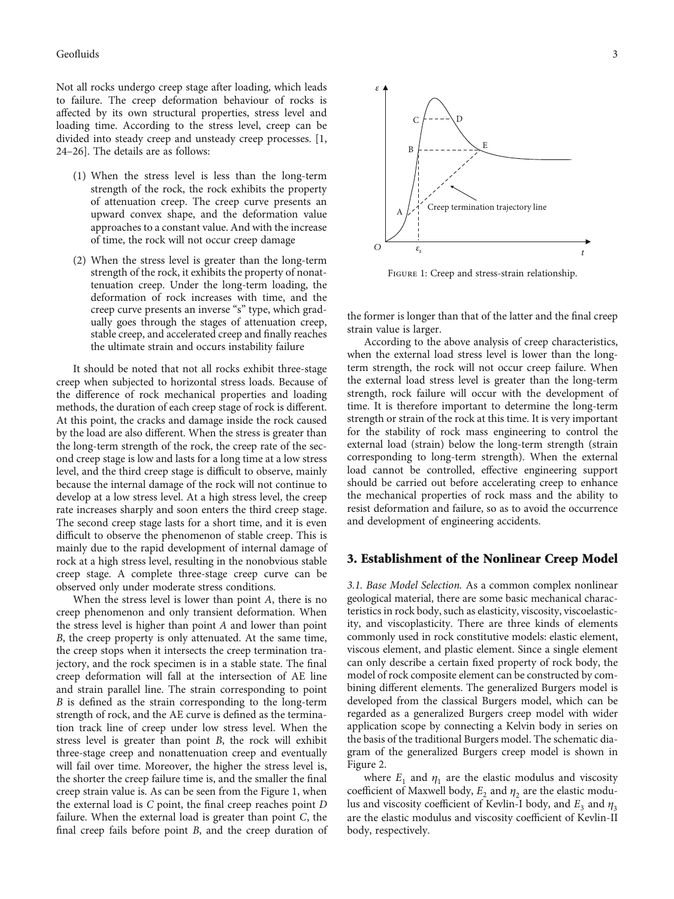Not all rocks undergo creep stage after loading, which leads to failure. The creep deformation behaviour of rocks is affected by its own structural properties, stress level and loading time. According to the stress level, creep can be divided into steady creep and unsteady creep processes. [1, 24–26]. The details are as follows:

(1) When the stress level is less than the long-term strength of the rock, the rock exhibits the property of attenuation creep. The creep curve presents an upward convex shape, and the deformation value approaches to a constant value. And with the increase of time, the rock will not occur creep damage

(2) When the stress level is greater than the long-term strength of the rock, it exhibits the property of nonattenuation creep. Under the long-term loading, the deformation of rock increases with time, and the creep curve presents an inverse "s" type, which gradually goes through the stages of attenuation creep, stable creep, and accelerated creep and finally reaches the ultimate strain and occurs instability failure

It should be noted that not all rocks exhibit three-stage creep when subjected to horizontal stress loads. Because of the difference of rock mechanical properties and loading methods, the duration of each creep stage of rock is different. At this point, the cracks and damage inside the rock caused by the load are also different. When the stress is greater than the long-term strength of the rock, the creep rate of the second creep stage is low and lasts for a long time at a low stress level, and the third creep stage is difficult to observe, mainly because the internal damage of the rock will not continue to develop at a low stress level. At a high stress level, the creep rate increases sharply and soon enters the third creep stage. The second creep stage lasts for a short time, and it is even difficult to observe the phenomenon of stable creep. This is mainly due to the rapid development of internal damage of rock at a high stress level, resulting in the nonobvious stable creep stage. A complete three-stage creep curve can be observed only under moderate stress conditions.

When the stress level is lower than point $A$, there is no creep phenomenon and only transient deformation. When the stress level is higher than point $A$ and lower than point $B$, the creep property is only attenuated. At the same time, the creep stops when it intersects the creep termination trajectory, and the rock specimen is in a stable state. The final creep deformation will fall at the intersection of AE line and strain parallel line. The strain corresponding to point $B$ is defined as the strain corresponding to the long-term strength of rock, and the AE curve is defined as the termination track line of creep under low stress level. When the stress level is greater than point $B$, the rock will exhibit three-stage creep and nonattenuation creep and eventually will fail over time. Moreover, the higher the stress level is, the shorter the creep failure time is, and the smaller the final creep strain value is. As can be seen from the Figure 1, when the external load is $C$ point, the final creep reaches point $D$ failure. When the external load is greater than point $C$, the final creep fails before point $B$, and the creep duration of the former is longer than that of the latter and the final creep strain value is larger.

Figure 1: Creep and stress-strain relationship.

According to the above analysis of creep characteristics, when the external load stress level is lower than the long-term strength, the rock will not occur creep failure. When the external load stress level is greater than the long-term strength, rock failure will occur with the development of time. It is therefore important to determine the long-term strength or strain of the rock at this time. It is very important for the stability of rock mass engineering to control the external load (strain) below the long-term strength (strain corresponding to long-term strength). When the external load cannot be controlled, effective engineering support should be carried out before accelerating creep to enhance the mechanical properties of rock mass and the ability to resist deformation and failure, so as to avoid the occurrence and development of engineering accidents.

## 3. Establishment of the Nonlinear Creep Model

*3.1. Base Model Selection.* As a common complex nonlinear geological material, there are some basic mechanical characteristics in rock body, such as elasticity, viscosity, viscoelasticity, and viscoplasticity. There are three kinds of elements commonly used in rock constitutive models: elastic element, viscous element, and plastic element. Since a single element can only describe a certain fixed property of rock body, the model of rock composite element can be constructed by combining different elements. The generalized Burgers model is developed from the classical Burgers model, which can be regarded as a generalized Burgers creep model with wider application scope by connecting a Kelvin body in series on the basis of the traditional Burgers model. The schematic diagram of the generalized Burgers creep model is shown in Figure 2.

where $E_1$ and $\eta_1$ are the elastic modulus and viscosity coefficient of Maxwell body, $E_2$ and $\eta_2$ are the elastic modulus and viscosity coefficient of Kevlin-I body, and $E_3$ and $\eta_3$ are the elastic modulus and viscosity coefficient of Kevlin-II body, respectively.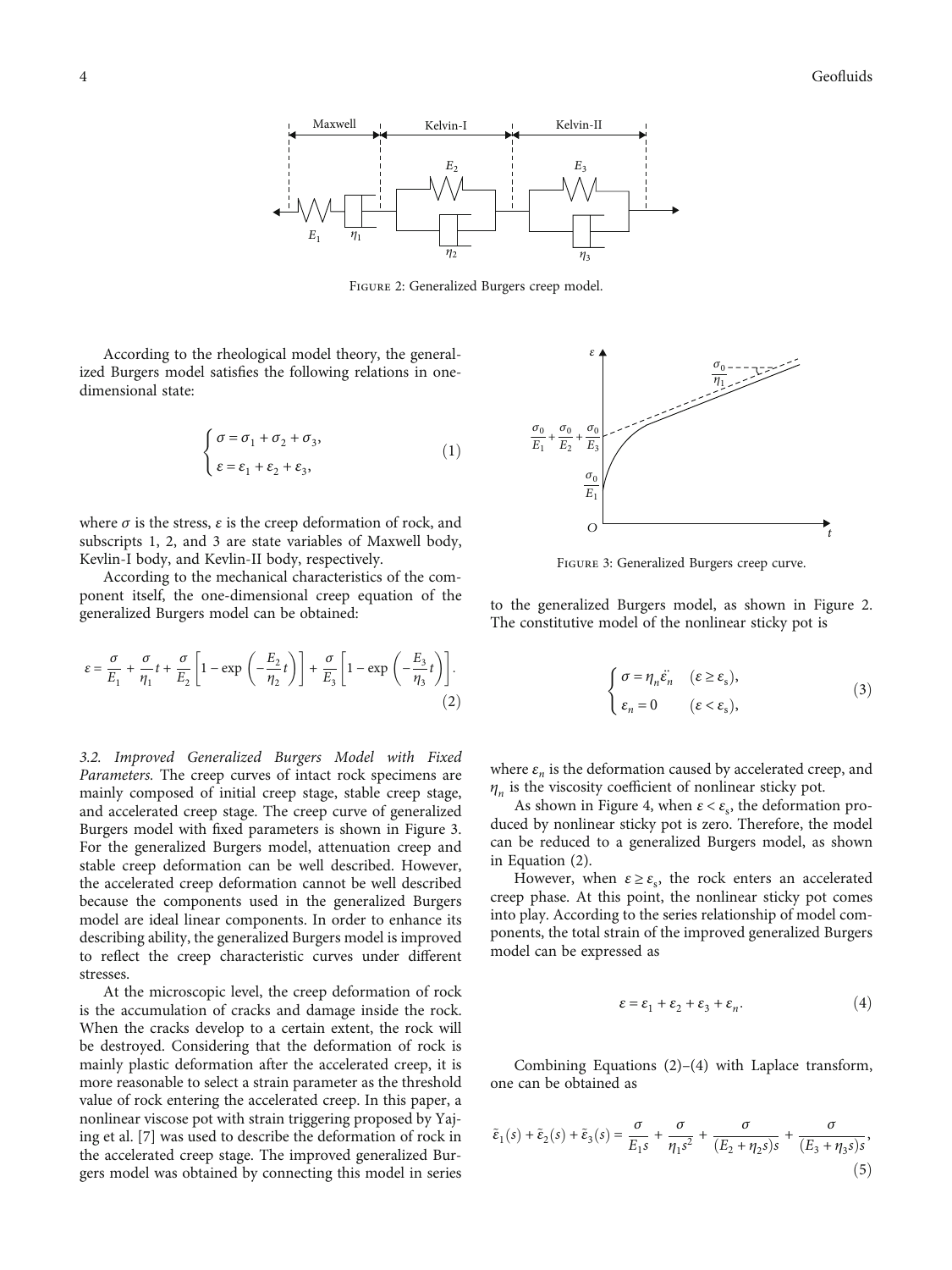Figure 2: Generalized Burgers creep model.

According to the rheological model theory, the generalized Burgers model satisfies the following relations in one-dimensional state:

$$\begin{cases} \sigma = \sigma_1 + \sigma_2 + \sigma_3, \\ \varepsilon = \varepsilon_1 + \varepsilon_2 + \varepsilon_3, \end{cases} \tag{1}$$

where $\sigma$ is the stress, $\varepsilon$ is the creep deformation of rock, and subscripts 1, 2, and 3 are state variables of Maxwell body, Kevlin-I body, and Kevlin-II body, respectively.

According to the mechanical characteristics of the component itself, the one-dimensional creep equation of the generalized Burgers model can be obtained:

$$\varepsilon = \frac{\sigma}{E_1} + \frac{\sigma}{\eta_1} t + \frac{\sigma}{E_2}\left[1 - \exp\left(-\frac{E_2}{\eta_2} t\right)\right] + \frac{\sigma}{E_3}\left[1 - \exp\left(-\frac{E_3}{\eta_3} t\right)\right]. \tag{2}$$

*3.2. Improved Generalized Burgers Model with Fixed Parameters.* The creep curves of intact rock specimens are mainly composed of initial creep stage, stable creep stage, and accelerated creep stage. The creep curve of generalized Burgers model with fixed parameters is shown in Figure 3. For the generalized Burgers model, attenuation creep and stable creep deformation can be well described. However, the accelerated creep deformation cannot be well described because the components used in the generalized Burgers model are ideal linear components. In order to enhance its describing ability, the generalized Burgers model is improved to reflect the creep characteristic curves under different stresses.

At the microscopic level, the creep deformation of rock is the accumulation of cracks and damage inside the rock. When the cracks develop to a certain extent, the rock will be destroyed. Considering that the deformation of rock is mainly plastic deformation after the accelerated creep, it is more reasonable to select a strain parameter as the threshold value of rock entering the accelerated creep. In this paper, a nonlinear viscose pot with strain triggering proposed by Yajing et al. [7] was used to describe the deformation of rock in the accelerated creep stage. The improved generalized Burgers model was obtained by connecting this model in series to the generalized Burgers model, as shown in Figure 2.

Figure 3: Generalized Burgers creep curve.

The constitutive model of the nonlinear sticky pot is

$$\begin{cases} \sigma = \eta_n \ddot{\varepsilon}_n & (\varepsilon \geq \varepsilon_s), \\ \varepsilon_n = 0 & (\varepsilon < \varepsilon_s), \end{cases} \tag{3}$$

where $\varepsilon_n$ is the deformation caused by accelerated creep, and $\eta_n$ is the viscosity coefficient of nonlinear sticky pot.

As shown in Figure 4, when $\varepsilon < \varepsilon_s$, the deformation produced by nonlinear sticky pot is zero. Therefore, the model can be reduced to a generalized Burgers model, as shown in Equation (2).

However, when $\varepsilon \geq \varepsilon_s$, the rock enters an accelerated creep phase. At this point, the nonlinear sticky pot comes into play. According to the series relationship of model components, the total strain of the improved generalized Burgers model can be expressed as

$$\varepsilon = \varepsilon_1 + \varepsilon_2 + \varepsilon_3 + \varepsilon_n. \tag{4}$$

Combining Equations (2)–(4) with Laplace transform, one can be obtained as

$$\bar{\varepsilon}_1(s) + \bar{\varepsilon}_2(s) + \bar{\varepsilon}_3(s) = \frac{\sigma}{E_1 s} + \frac{\sigma}{\eta_1 s^2} + \frac{\sigma}{(E_2 + \eta_2 s)s} + \frac{\sigma}{(E_3 + \eta_3 s)s}, \tag{5}$$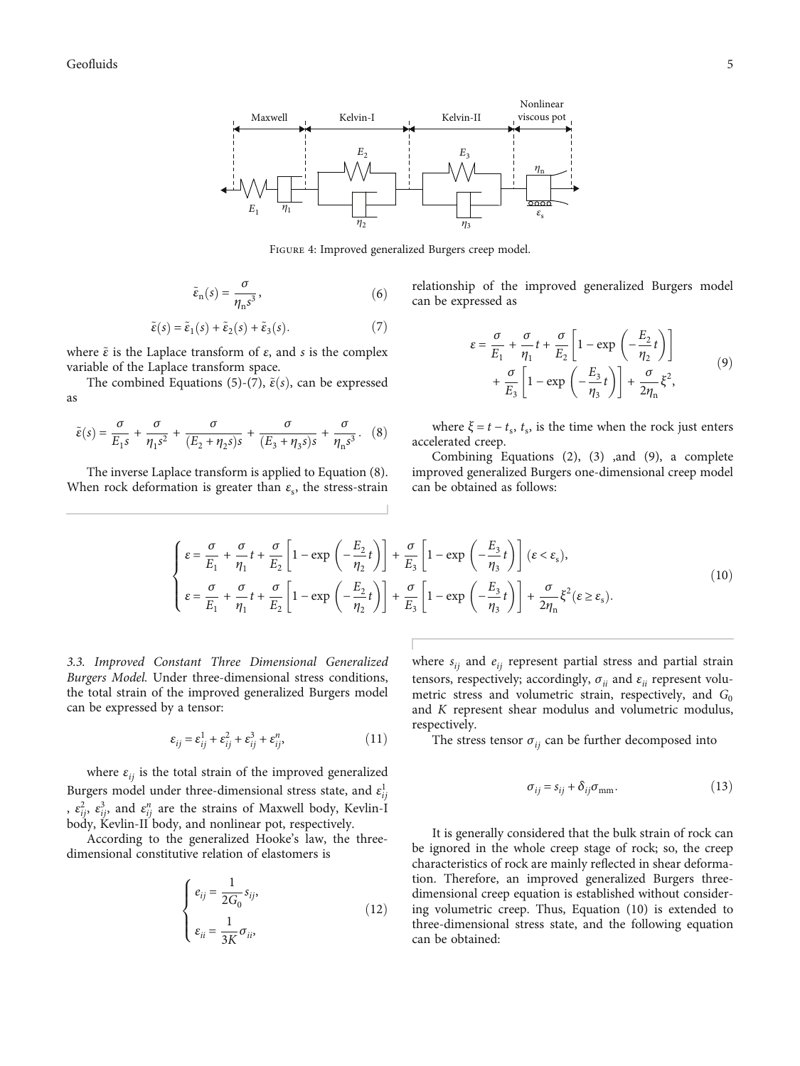Figure 4: Improved generalized Burgers creep model.

$$\tilde{\varepsilon}_n(s) = \frac{\sigma}{\eta_n s^3}, \tag{6}$$

$$\tilde{\varepsilon}(s) = \tilde{\varepsilon}_1(s) + \tilde{\varepsilon}_2(s) + \tilde{\varepsilon}_3(s). \tag{7}$$

where $\tilde{\varepsilon}$ is the Laplace transform of $\varepsilon$, and $s$ is the complex variable of the Laplace transform space.

The combined Equations (5)-(7), $\tilde{\varepsilon}(s)$, can be expressed as

$$\tilde{\varepsilon}(s) = \frac{\sigma}{E_1 s} + \frac{\sigma}{\eta_1 s^2} + \frac{\sigma}{(E_2 + \eta_2 s)s} + \frac{\sigma}{(E_3 + \eta_3 s)s} + \frac{\sigma}{\eta_n s^3}. \tag{8}$$

The inverse Laplace transform is applied to Equation (8). When rock deformation is greater than $\varepsilon_s$, the stress-strain relationship of the improved generalized Burgers model can be expressed as

$$\varepsilon = \frac{\sigma}{E_1} + \frac{\sigma}{\eta_1}t + \frac{\sigma}{E_2}\left[1 - \exp\left(-\frac{E_2}{\eta_2}t\right)\right] + \frac{\sigma}{E_3}\left[1 - \exp\left(-\frac{E_3}{\eta_3}t\right)\right] + \frac{\sigma}{2\eta_n}\xi^2, \tag{9}$$

where $\xi = t - t_s$, $t_s$, is the time when the rock just enters accelerated creep.

Combining Equations (2), (3) ,and (9), a complete improved generalized Burgers one-dimensional creep model can be obtained as follows:

$$\begin{cases} \varepsilon = \dfrac{\sigma}{E_1} + \dfrac{\sigma}{\eta_1}t + \dfrac{\sigma}{E_2}\left[1 - \exp\left(-\dfrac{E_2}{\eta_2}t\right)\right] + \dfrac{\sigma}{E_3}\left[1 - \exp\left(-\dfrac{E_3}{\eta_3}t\right)\right] (\varepsilon < \varepsilon_s), \\ \varepsilon = \dfrac{\sigma}{E_1} + \dfrac{\sigma}{\eta_1}t + \dfrac{\sigma}{E_2}\left[1 - \exp\left(-\dfrac{E_2}{\eta_2}t\right)\right] + \dfrac{\sigma}{E_3}\left[1 - \exp\left(-\dfrac{E_3}{\eta_3}t\right)\right] + \dfrac{\sigma}{2\eta_n}\xi^2 (\varepsilon \geq \varepsilon_s). \end{cases} \tag{10}$$

*3.3. Improved Constant Three Dimensional Generalized Burgers Model.* Under three-dimensional stress conditions, the total strain of the improved generalized Burgers model can be expressed by a tensor:

$$\varepsilon_{ij} = \varepsilon_{ij}^1 + \varepsilon_{ij}^2 + \varepsilon_{ij}^3 + \varepsilon_{ij}^n, \tag{11}$$

where $\varepsilon_{ij}$ is the total strain of the improved generalized Burgers model under three-dimensional stress state, and $\varepsilon_{ij}^1$, $\varepsilon_{ij}^2$, $\varepsilon_{ij}^3$, and $\varepsilon_{ij}^n$ are the strains of Maxwell body, Kevlin-I body, Kevlin-II body, and nonlinear pot, respectively.

According to the generalized Hooke's law, the three-dimensional constitutive relation of elastomers is

$$\begin{cases} e_{ij} = \dfrac{1}{2G_0}s_{ij}, \\ \varepsilon_{ii} = \dfrac{1}{3K}\sigma_{ii}, \end{cases} \tag{12}$$

where $s_{ij}$ and $e_{ij}$ represent partial stress and partial strain tensors, respectively; accordingly, $\sigma_{ii}$ and $\varepsilon_{ii}$ represent volumetric stress and volumetric strain, respectively, and $G_0$ and $K$ represent shear modulus and volumetric modulus, respectively.

The stress tensor $\sigma_{ij}$ can be further decomposed into

$$\sigma_{ij} = s_{ij} + \delta_{ij}\sigma_{mm}. \tag{13}$$

It is generally considered that the bulk strain of rock can be ignored in the whole creep stage of rock; so, the creep characteristics of rock are mainly reflected in shear deformation. Therefore, an improved generalized Burgers three-dimensional creep equation is established without considering volumetric creep. Thus, Equation (10) is extended to three-dimensional stress state, and the following equation can be obtained: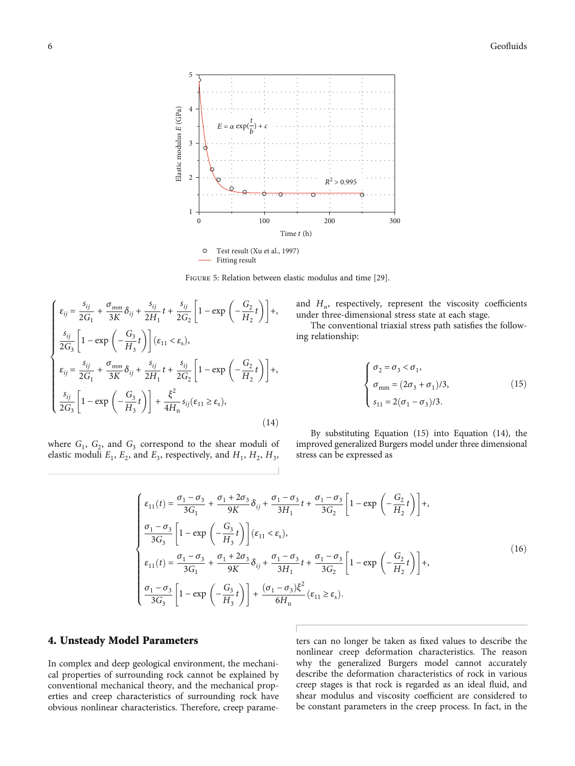Figure 5: Relation between elastic modulus and time [29].

$$
\begin{cases}
\varepsilon_{ij} = \dfrac{s_{ij}}{2G_1} + \dfrac{\sigma_{mm}}{3K}\delta_{ij} + \dfrac{s_{ij}}{2H_1}t + \dfrac{s_{ij}}{2G_2}\left[1 - \exp\left(-\dfrac{G_2}{H_2}t\right)\right] +, \\
\dfrac{s_{ij}}{2G_3}\left[1 - \exp\left(-\dfrac{G_3}{H_3}t\right)\right](\varepsilon_{11} < \varepsilon_s), \\
\varepsilon_{ij} = \dfrac{s_{ij}}{2G_1} + \dfrac{\sigma_{mm}}{3K}\delta_{ij} + \dfrac{s_{ij}}{2H_1}t + \dfrac{s_{ij}}{2G_2}\left[1 - \exp\left(-\dfrac{G_2}{H_2}t\right)\right] +, \\
\dfrac{s_{ij}}{2G_3}\left[1 - \exp\left(-\dfrac{G_3}{H_3}t\right)\right] + \dfrac{\xi^2}{4H_n}s_{ij}(\varepsilon_{11} \geq \varepsilon_s),
\end{cases}
\tag{14}
$$

where $G_1$, $G_2$, and $G_3$ correspond to the shear moduli of elastic moduli $E_1$, $E_2$, and $E_3$, respectively, and $H_1$, $H_2$, $H_3$, and $H_n$, respectively, represent the viscosity coefficients under three-dimensional stress state at each stage.

The conventional triaxial stress path satisfies the following relationship:

$$
\begin{cases}
\sigma_2 = \sigma_3 < \sigma_1, \\
\sigma_{mm} = (2\sigma_3 + \sigma_1)/3, \\
s_{11} = 2(\sigma_1 - \sigma_3)/3.
\end{cases}
\tag{15}
$$

By substituting Equation (15) into Equation (14), the improved generalized Burgers model under three dimensional stress can be expressed as

$$
\begin{cases}
\varepsilon_{11}(t) = \dfrac{\sigma_1 - \sigma_3}{3G_1} + \dfrac{\sigma_1 + 2\sigma_3}{9K}\delta_{ij} + \dfrac{\sigma_1 - \sigma_3}{3H_1}t + \dfrac{\sigma_1 - \sigma_3}{3G_2}\left[1 - \exp\left(-\dfrac{G_2}{H_2}t\right)\right] +, \\
\dfrac{\sigma_1 - \sigma_3}{3G_3}\left[1 - \exp\left(-\dfrac{G_3}{H_3}t\right)\right](\varepsilon_{11} < \varepsilon_s), \\
\varepsilon_{11}(t) = \dfrac{\sigma_1 - \sigma_3}{3G_1} + \dfrac{\sigma_1 + 2\sigma_3}{9K}\delta_{ij} + \dfrac{\sigma_1 - \sigma_3}{3H_1}t + \dfrac{\sigma_1 - \sigma_3}{3G_2}\left[1 - \exp\left(-\dfrac{G_2}{H_2}t\right)\right] +, \\
\dfrac{\sigma_1 - \sigma_3}{3G_3}\left[1 - \exp\left(-\dfrac{G_3}{H_3}t\right)\right] + \dfrac{(\sigma_1 - \sigma_3)\xi^2}{6H_n}(\varepsilon_{11} \geq \varepsilon_s).
\end{cases}
\tag{16}
$$

## 4. Unsteady Model Parameters

In complex and deep geological environment, the mechanical properties of surrounding rock cannot be explained by conventional mechanical theory, and the mechanical properties and creep characteristics of surrounding rock have obvious nonlinear characteristics. Therefore, creep parameters can no longer be taken as fixed values to describe the nonlinear creep deformation characteristics. The reason why the generalized Burgers model cannot accurately describe the deformation characteristics of rock in various creep stages is that rock is regarded as an ideal fluid, and shear modulus and viscosity coefficient are considered to be constant parameters in the creep process. In fact, in the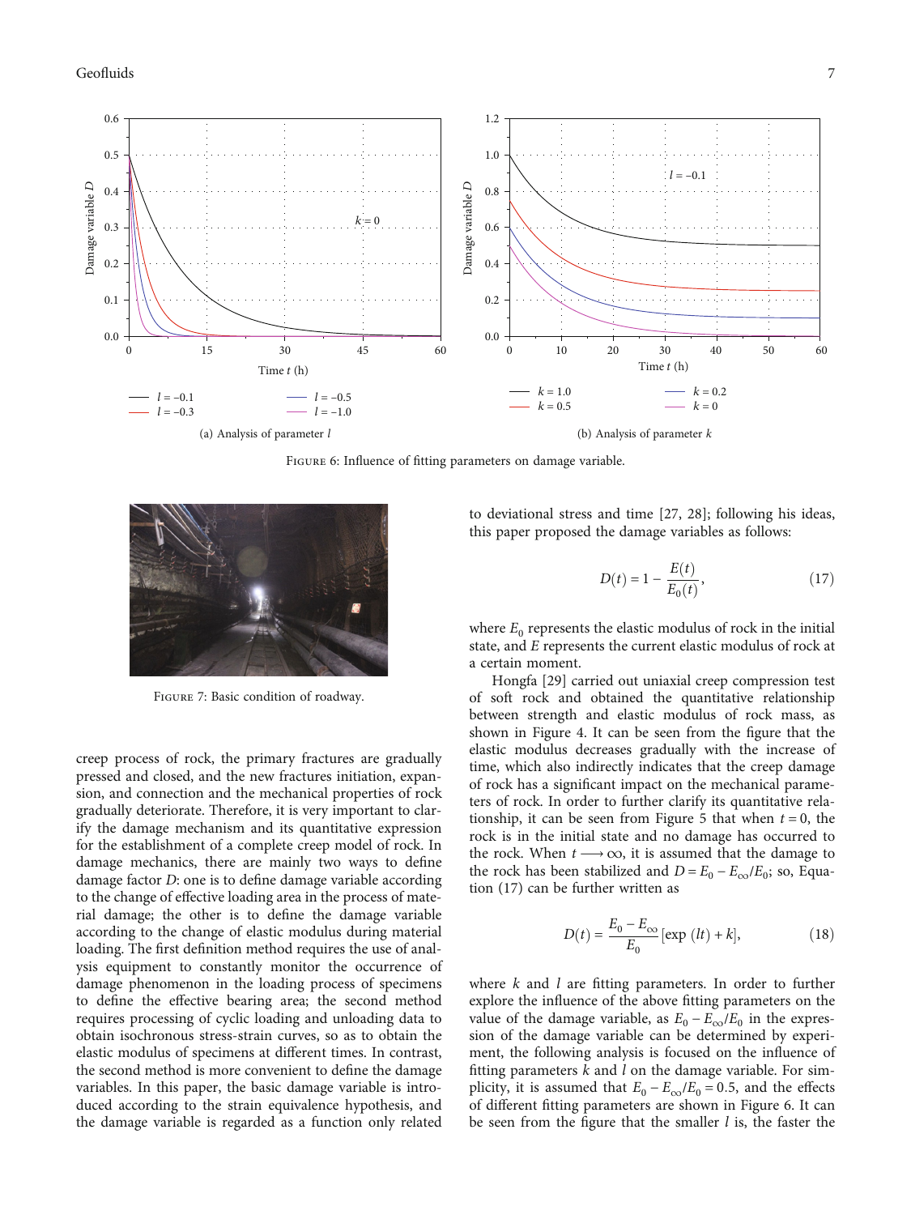Figure 6: Influence of fitting parameters on damage variable.

(a) Analysis of parameter $l$

(b) Analysis of parameter $k$

Figure 7: Basic condition of roadway.

creep process of rock, the primary fractures are gradually pressed and closed, and the new fractures initiation, expansion, and connection and the mechanical properties of rock gradually deteriorate. Therefore, it is very important to clarify the damage mechanism and its quantitative expression for the establishment of a complete creep model of rock. In damage mechanics, there are mainly two ways to define damage factor $D$: one is to define damage variable according to the change of effective loading area in the process of material damage; the other is to define the damage variable according to the change of elastic modulus during material loading. The first definition method requires the use of analysis equipment to constantly monitor the occurrence of damage phenomenon in the loading process of specimens to define the effective bearing area; the second method requires processing of cyclic loading and unloading data to obtain isochronous stress-strain curves, so as to obtain the elastic modulus of specimens at different times. In contrast, the second method is more convenient to define the damage variables. In this paper, the basic damage variable is introduced according to the strain equivalence hypothesis, and the damage variable is regarded as a function only related to deviational stress and time [27, 28]; following his ideas, this paper proposed the damage variables as follows:

$$D(t) = 1 - \frac{E(t)}{E_0(t)}, \tag{17}$$

where $E_0$ represents the elastic modulus of rock in the initial state, and $E$ represents the current elastic modulus of rock at a certain moment.

Hongfa [29] carried out uniaxial creep compression test of soft rock and obtained the quantitative relationship between strength and elastic modulus of rock mass, as shown in Figure 4. It can be seen from the figure that the elastic modulus decreases gradually with the increase of time, which also indirectly indicates that the creep damage of rock has a significant impact on the mechanical parameters of rock. In order to further clarify its quantitative relationship, it can be seen from Figure 5 that when $t = 0$, the rock is in the initial state and no damage has occurred to the rock. When $t \longrightarrow \infty$, it is assumed that the damage to the rock has been stabilized and $D = E_0 - E_\infty / E_0$; so, Equation (17) can be further written as

$$D(t) = \frac{E_0 - E_\infty}{E_0}\left[\exp\left(lt\right) + k\right], \tag{18}$$

where $k$ and $l$ are fitting parameters. In order to further explore the influence of the above fitting parameters on the value of the damage variable, as $E_0 - E_\infty / E_0$ in the expression of the damage variable can be determined by experiment, the following analysis is focused on the influence of fitting parameters $k$ and $l$ on the damage variable. For simplicity, it is assumed that $E_0 - E_\infty / E_0 = 0.5$, and the effects of different fitting parameters are shown in Figure 6. It can be seen from the figure that the smaller $l$ is, the faster the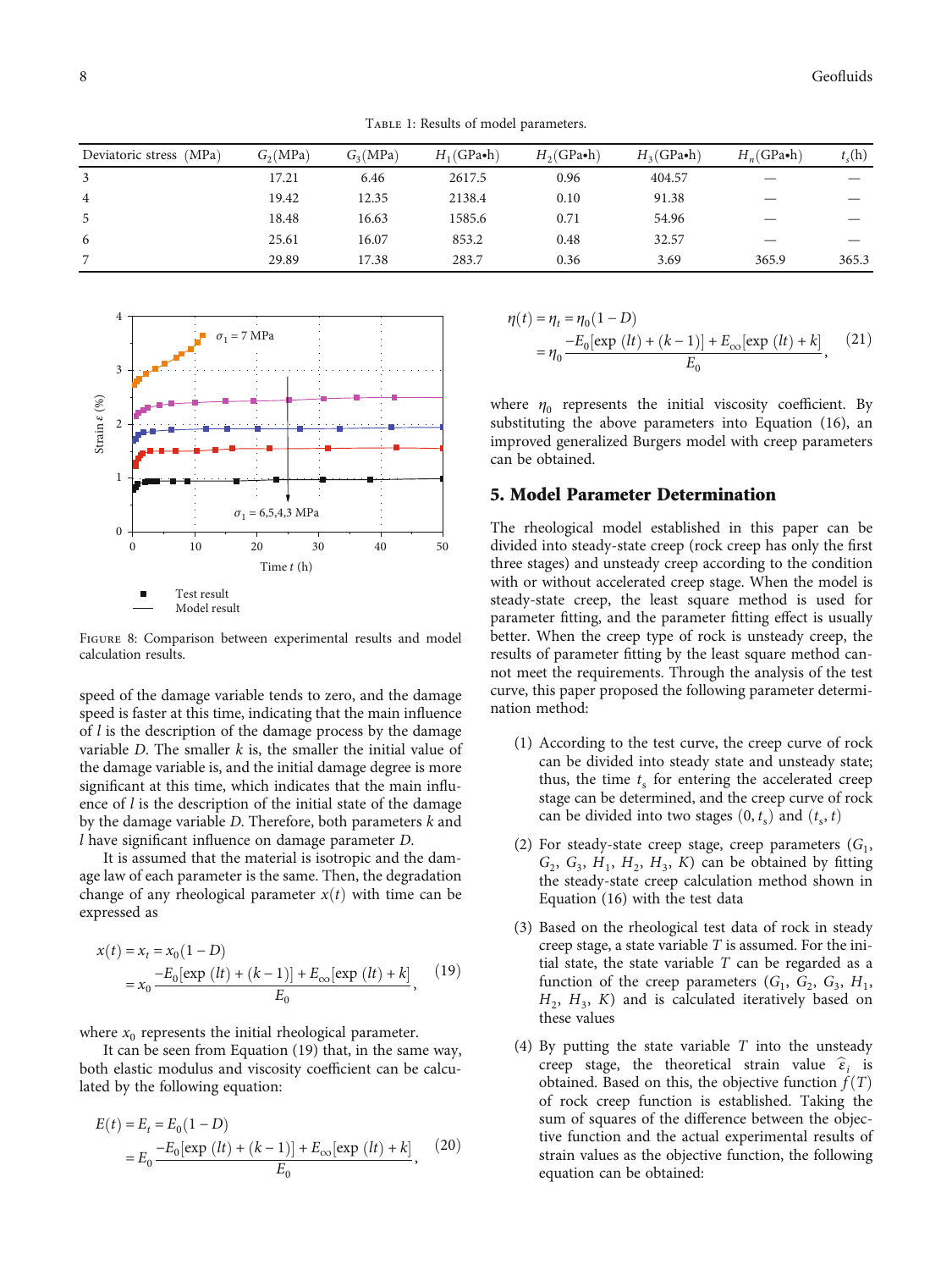Table 1: Results of model parameters.

| Deviatoric stress (MPa) | $G_2$(MPa) | $G_3$(MPa) | $H_1$(GPa•h) | $H_2$(GPa•h) | $H_3$(GPa•h) | $H_n$(GPa•h) | $t_s$(h) |
|---|---|---|---|---|---|---|---|
| 3 | 17.21 | 6.46 | 2617.5 | 0.96 | 404.57 | — | — |
| 4 | 19.42 | 12.35 | 2138.4 | 0.10 | 91.38 | — | — |
| 5 | 18.48 | 16.63 | 1585.6 | 0.71 | 54.96 | — | — |
| 6 | 25.61 | 16.07 | 853.2 | 0.48 | 32.57 | — | — |
| 7 | 29.89 | 17.38 | 283.7 | 0.36 | 3.69 | 365.9 | 365.3 |

Figure 8: Comparison between experimental results and model calculation results.

speed of the damage variable tends to zero, and the damage speed is faster at this time, indicating that the main influence of $l$ is the description of the damage process by the damage variable $D$. The smaller $k$ is, the smaller the initial value of the damage variable is, and the initial damage degree is more significant at this time, which indicates that the main influence of $l$ is the description of the initial state of the damage by the damage variable $D$. Therefore, both parameters $k$ and $l$ have significant influence on damage parameter $D$.

It is assumed that the material is isotropic and the damage law of each parameter is the same. Then, the degradation change of any rheological parameter $x(t)$ with time can be expressed as

$$x(t) = x_t = x_0(1 - D) = x_0 \frac{-E_0[\exp(lt) + (k-1)] + E_\infty[\exp(lt) + k]}{E_0}, \quad (19)$$

where $x_0$ represents the initial rheological parameter.

It can be seen from Equation (19) that, in the same way, both elastic modulus and viscosity coefficient can be calculated by the following equation:

$$E(t) = E_t = E_0(1 - D) = E_0 \frac{-E_0[\exp(lt) + (k-1)] + E_\infty[\exp(lt) + k]}{E_0}, \quad (20)$$

$$\eta(t) = \eta_t = \eta_0(1 - D) = \eta_0 \frac{-E_0[\exp(lt) + (k-1)] + E_\infty[\exp(lt) + k]}{E_0}, \quad (21)$$

where $\eta_0$ represents the initial viscosity coefficient. By substituting the above parameters into Equation (16), an improved generalized Burgers model with creep parameters can be obtained.

## 5. Model Parameter Determination

The rheological model established in this paper can be divided into steady-state creep (rock creep has only the first three stages) and unsteady creep according to the condition with or without accelerated creep stage. When the model is steady-state creep, the least square method is used for parameter fitting, and the parameter fitting effect is usually better. When the creep type of rock is unsteady creep, the results of parameter fitting by the least square method cannot meet the requirements. Through the analysis of the test curve, this paper proposed the following parameter determination method:

(1) According to the test curve, the creep curve of rock can be divided into steady state and unsteady state; thus, the time $t_s$ for entering the accelerated creep stage can be determined, and the creep curve of rock can be divided into two stages $(0, t_s)$ and $(t_s, t)$

(2) For steady-state creep stage, creep parameters ($G_1$, $G_2$, $G_3$, $H_1$, $H_2$, $H_3$, $K$) can be obtained by fitting the steady-state creep calculation method shown in Equation (16) with the test data

(3) Based on the rheological test data of rock in steady creep stage, a state variable $T$ is assumed. For the initial state, the state variable $T$ can be regarded as a function of the creep parameters ($G_1$, $G_2$, $G_3$, $H_1$, $H_2$, $H_3$, $K$) and is calculated iteratively based on these values

(4) By putting the state variable $T$ into the unsteady creep stage, the theoretical strain value $\hat{\varepsilon}_i$ is obtained. Based on this, the objective function $f(T)$ of rock creep function is established. Taking the sum of squares of the difference between the objective function and the actual experimental results of strain values as the objective function, the following equation can be obtained: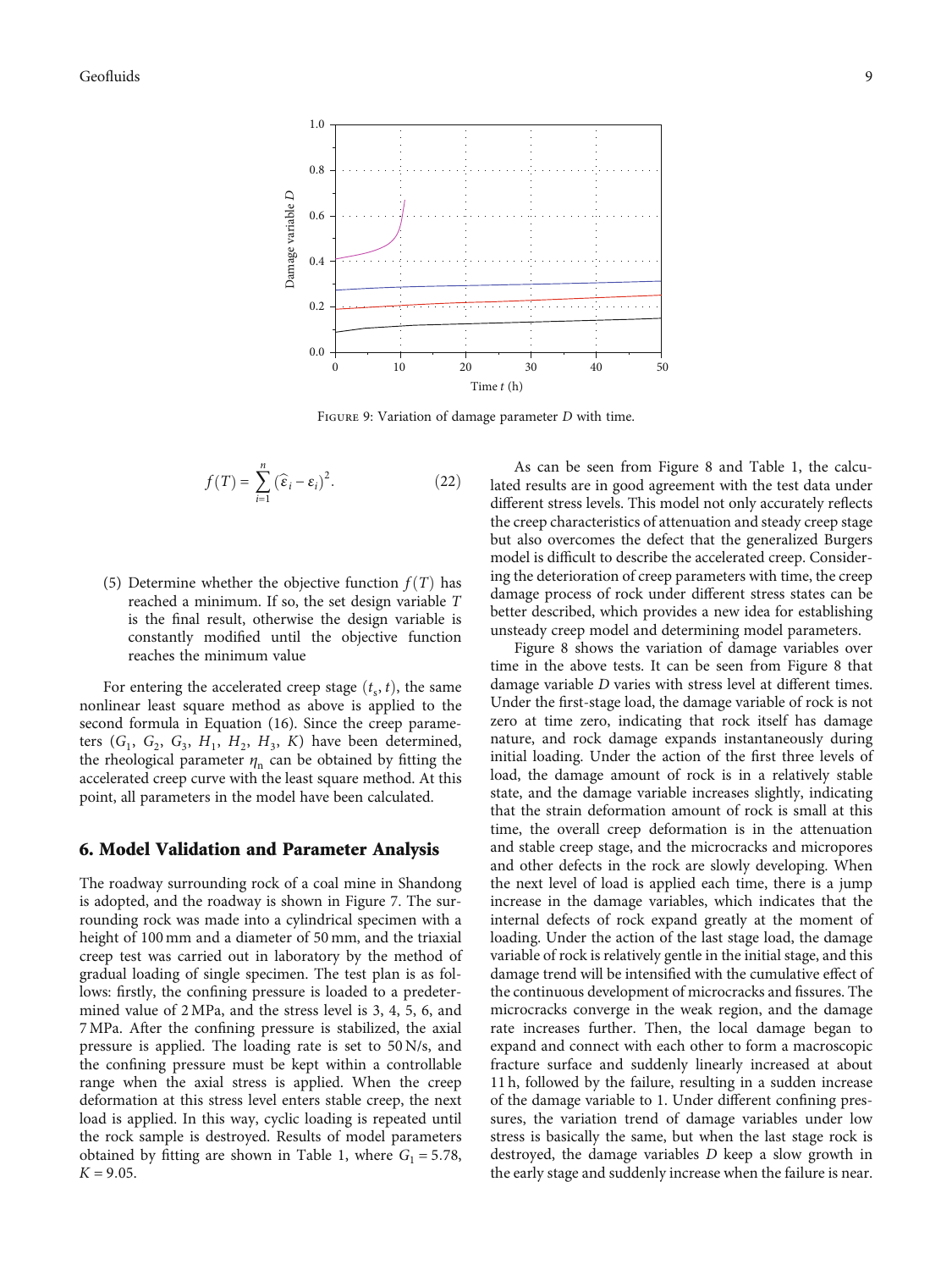FIGURE 9: Variation of damage parameter $D$ with time.

$$f(T)=\sum_{i=1}^{n}\left(\widehat{\varepsilon}_i-\varepsilon_i\right)^2. \tag{22}$$

(5) Determine whether the objective function $f(T)$ has reached a minimum. If so, the set design variable $T$ is the final result, otherwise the design variable is constantly modified until the objective function reaches the minimum value

For entering the accelerated creep stage $(t_s, t)$, the same nonlinear least square method as above is applied to the second formula in Equation (16). Since the creep parameters ($G_1$, $G_2$, $G_3$, $H_1$, $H_2$, $H_3$, $K$) have been determined, the rheological parameter $\eta_n$ can be obtained by fitting the accelerated creep curve with the least square method. At this point, all parameters in the model have been calculated.

## 6. Model Validation and Parameter Analysis

The roadway surrounding rock of a coal mine in Shandong is adopted, and the roadway is shown in Figure 7. The surrounding rock was made into a cylindrical specimen with a height of 100 mm and a diameter of 50 mm, and the triaxial creep test was carried out in laboratory by the method of gradual loading of single specimen. The test plan is as follows: firstly, the confining pressure is loaded to a predetermined value of 2 MPa, and the stress level is 3, 4, 5, 6, and 7 MPa. After the confining pressure is stabilized, the axial pressure is applied. The loading rate is set to 50 N/s, and the confining pressure must be kept within a controllable range when the axial stress is applied. When the creep deformation at this stress level enters stable creep, the next load is applied. In this way, cyclic loading is repeated until the rock sample is destroyed. Results of model parameters obtained by fitting are shown in Table 1, where $G_1 = 5.78$, $K = 9.05$.

As can be seen from Figure 8 and Table 1, the calculated results are in good agreement with the test data under different stress levels. This model not only accurately reflects the creep characteristics of attenuation and steady creep stage but also overcomes the defect that the generalized Burgers model is difficult to describe the accelerated creep. Considering the deterioration of creep parameters with time, the creep damage process of rock under different stress states can be better described, which provides a new idea for establishing unsteady creep model and determining model parameters.

Figure 8 shows the variation of damage variables over time in the above tests. It can be seen from Figure 8 that damage variable $D$ varies with stress level at different times. Under the first-stage load, the damage variable of rock is not zero at time zero, indicating that rock itself has damage nature, and rock damage expands instantaneously during initial loading. Under the action of the first three levels of load, the damage amount of rock is in a relatively stable state, and the damage variable increases slightly, indicating that the strain deformation amount of rock is small at this time, the overall creep deformation is in the attenuation and stable creep stage, and the microcracks and micropores and other defects in the rock are slowly developing. When the next level of load is applied each time, there is a jump increase in the damage variables, which indicates that the internal defects of rock expand greatly at the moment of loading. Under the action of the last stage load, the damage variable of rock is relatively gentle in the initial stage, and this damage trend will be intensified with the cumulative effect of the continuous development of microcracks and fissures. The microcracks converge in the weak region, and the damage rate increases further. Then, the local damage began to expand and connect with each other to form a macroscopic fracture surface and suddenly linearly increased at about 11 h, followed by the failure, resulting in a sudden increase of the damage variable to 1. Under different confining pressures, the variation trend of damage variables under low stress is basically the same, but when the last stage rock is destroyed, the damage variables $D$ keep a slow growth in the early stage and suddenly increase when the failure is near.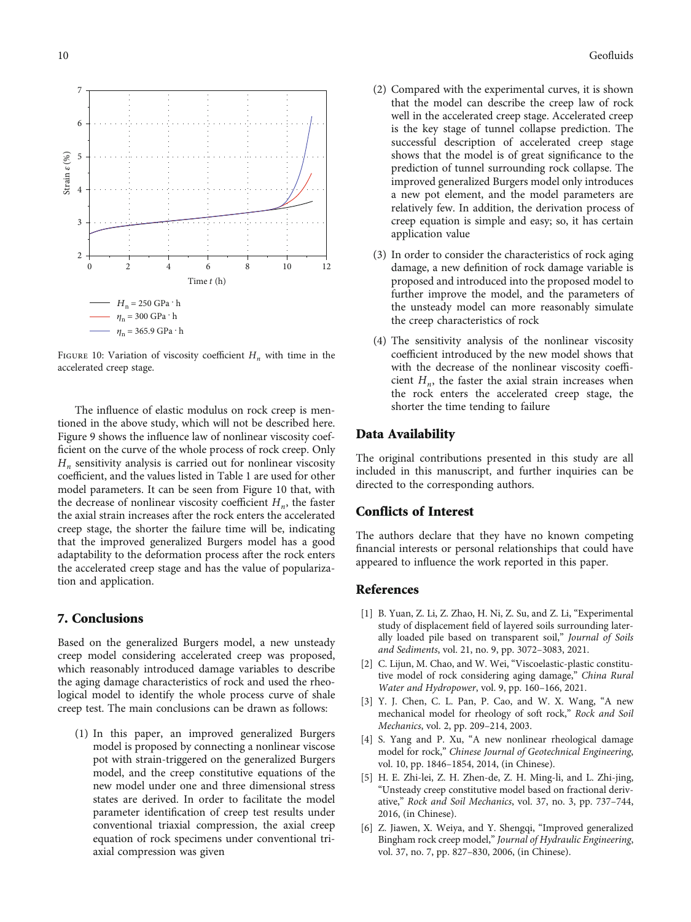FIGURE 10: Variation of viscosity coefficient $H_n$ with time in the accelerated creep stage.

The influence of elastic modulus on rock creep is mentioned in the above study, which will not be described here. Figure 9 shows the influence law of nonlinear viscosity coefficient on the curve of the whole process of rock creep. Only $H_n$ sensitivity analysis is carried out for nonlinear viscosity coefficient, and the values listed in Table 1 are used for other model parameters. It can be seen from Figure 10 that, with the decrease of nonlinear viscosity coefficient $H_n$, the faster the axial strain increases after the rock enters the accelerated creep stage, the shorter the failure time will be, indicating that the improved generalized Burgers model has a good adaptability to the deformation process after the rock enters the accelerated creep stage and has the value of popularization and application.

## 7. Conclusions

Based on the generalized Burgers model, a new unsteady creep model considering accelerated creep was proposed, which reasonably introduced damage variables to describe the aging damage characteristics of rock and used the rheological model to identify the whole process curve of shale creep test. The main conclusions can be drawn as follows:

(1) In this paper, an improved generalized Burgers model is proposed by connecting a nonlinear viscose pot with strain-triggered on the generalized Burgers model, and the creep constitutive equations of the new model under one and three dimensional stress states are derived. In order to facilitate the model parameter identification of creep test results under conventional triaxial compression, the axial creep equation of rock specimens under conventional triaxial compression was given

(2) Compared with the experimental curves, it is shown that the model can describe the creep law of rock well in the accelerated creep stage. Accelerated creep is the key stage of tunnel collapse prediction. The successful description of accelerated creep stage shows that the model is of great significance to the prediction of tunnel surrounding rock collapse. The improved generalized Burgers model only introduces a new pot element, and the model parameters are relatively few. In addition, the derivation process of creep equation is simple and easy; so, it has certain application value

(3) In order to consider the characteristics of rock aging damage, a new definition of rock damage variable is proposed and introduced into the proposed model to further improve the model, and the parameters of the unsteady model can more reasonably simulate the creep characteristics of rock

(4) The sensitivity analysis of the nonlinear viscosity coefficient introduced by the new model shows that with the decrease of the nonlinear viscosity coefficient $H_n$, the faster the axial strain increases when the rock enters the accelerated creep stage, the shorter the time tending to failure

## Data Availability

The original contributions presented in this study are all included in this manuscript, and further inquiries can be directed to the corresponding authors.

## Conflicts of Interest

The authors declare that they have no known competing financial interests or personal relationships that could have appeared to influence the work reported in this paper.

## References

[1] B. Yuan, Z. Li, Z. Zhao, H. Ni, Z. Su, and Z. Li, "Experimental study of displacement field of layered soils surrounding laterally loaded pile based on transparent soil," *Journal of Soils and Sediments*, vol. 21, no. 9, pp. 3072–3083, 2021.

[2] C. Lijun, M. Chao, and W. Wei, "Viscoelastic-plastic constitutive model of rock considering aging damage," *China Rural Water and Hydropower*, vol. 9, pp. 160–166, 2021.

[3] Y. J. Chen, C. L. Pan, P. Cao, and W. X. Wang, "A new mechanical model for rheology of soft rock," *Rock and Soil Mechanics*, vol. 2, pp. 209–214, 2003.

[4] S. Yang and P. Xu, "A new nonlinear rheological damage model for rock," *Chinese Journal of Geotechnical Engineering*, vol. 10, pp. 1846–1854, 2014, (in Chinese).

[5] H. E. Zhi-lei, Z. H. Zhen-de, Z. H. Ming-li, and L. Zhi-jing, "Unsteady creep constitutive model based on fractional derivative," *Rock and Soil Mechanics*, vol. 37, no. 3, pp. 737–744, 2016, (in Chinese).

[6] Z. Jiawen, X. Weiya, and Y. Shengqi, "Improved generalized Bingham rock creep model," *Journal of Hydraulic Engineering*, vol. 37, no. 7, pp. 827–830, 2006, (in Chinese).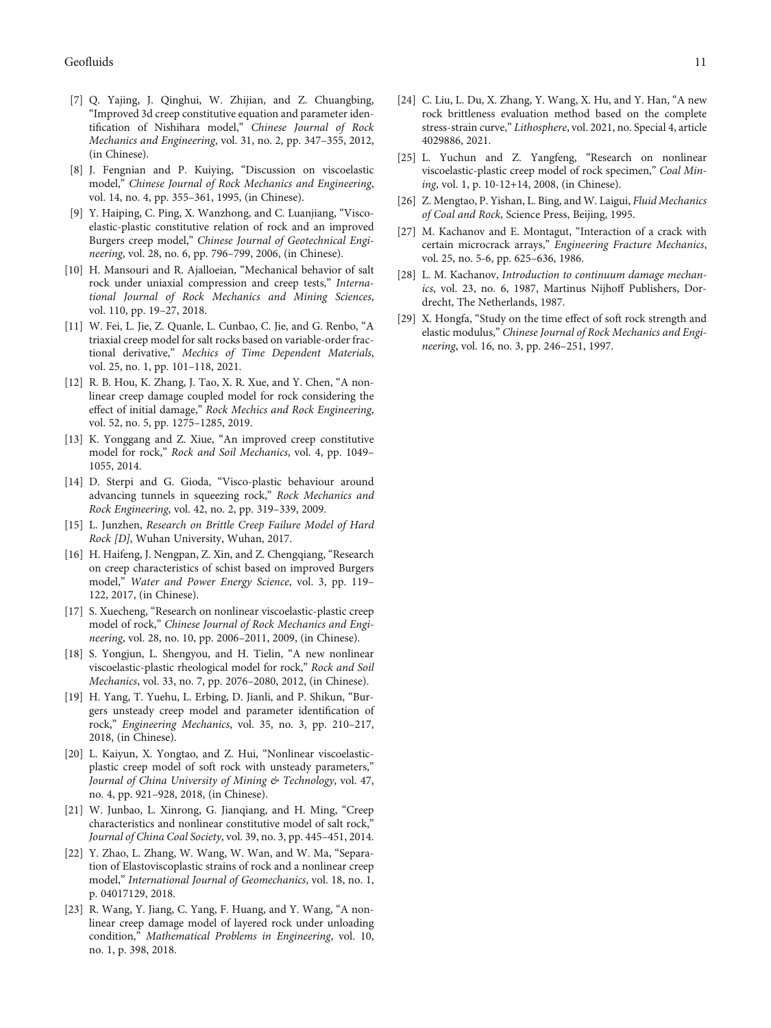[7] Q. Yajing, J. Qinghui, W. Zhijian, and Z. Chuangbing, "Improved 3d creep constitutive equation and parameter identification of Nishihara model," *Chinese Journal of Rock Mechanics and Engineering*, vol. 31, no. 2, pp. 347–355, 2012, (in Chinese).

[8] J. Fengnian and P. Kuiying, "Discussion on viscoelastic model," *Chinese Journal of Rock Mechanics and Engineering*, vol. 14, no. 4, pp. 355–361, 1995, (in Chinese).

[9] Y. Haiping, C. Ping, X. Wanzhong, and C. Luanjiang, "Viscoelastic-plastic constitutive relation of rock and an improved Burgers creep model," *Chinese Journal of Geotechnical Engineering*, vol. 28, no. 6, pp. 796–799, 2006, (in Chinese).

[10] H. Mansouri and R. Ajalloeian, "Mechanical behavior of salt rock under uniaxial compression and creep tests," *International Journal of Rock Mechanics and Mining Sciences*, vol. 110, pp. 19–27, 2018.

[11] W. Fei, L. Jie, Z. Quanle, L. Cunbao, C. Jie, and G. Renbo, "A triaxial creep model for salt rocks based on variable-order fractional derivative," *Mechics of Time Dependent Materials*, vol. 25, no. 1, pp. 101–118, 2021.

[12] R. B. Hou, K. Zhang, J. Tao, X. R. Xue, and Y. Chen, "A nonlinear creep damage coupled model for rock considering the effect of initial damage," *Rock Mechics and Rock Engineering*, vol. 52, no. 5, pp. 1275–1285, 2019.

[13] K. Yonggang and Z. Xiue, "An improved creep constitutive model for rock," *Rock and Soil Mechanics*, vol. 4, pp. 1049–1055, 2014.

[14] D. Sterpi and G. Gioda, "Visco-plastic behaviour around advancing tunnels in squeezing rock," *Rock Mechanics and Rock Engineering*, vol. 42, no. 2, pp. 319–339, 2009.

[15] L. Junzhen, *Research on Brittle Creep Failure Model of Hard Rock [D]*, Wuhan University, Wuhan, 2017.

[16] H. Haifeng, J. Nengpan, Z. Xin, and Z. Chengqiang, "Research on creep characteristics of schist based on improved Burgers model," *Water and Power Energy Science*, vol. 3, pp. 119–122, 2017, (in Chinese).

[17] S. Xuecheng, "Research on nonlinear viscoelastic-plastic creep model of rock," *Chinese Journal of Rock Mechanics and Engineering*, vol. 28, no. 10, pp. 2006–2011, 2009, (in Chinese).

[18] S. Yongjun, L. Shengyou, and H. Tielin, "A new nonlinear viscoelastic-plastic rheological model for rock," *Rock and Soil Mechanics*, vol. 33, no. 7, pp. 2076–2080, 2012, (in Chinese).

[19] H. Yang, T. Yuehu, L. Erbing, D. Jianli, and P. Shikun, "Burgers unsteady creep model and parameter identification of rock," *Engineering Mechanics*, vol. 35, no. 3, pp. 210–217, 2018, (in Chinese).

[20] L. Kaiyun, X. Yongtao, and Z. Hui, "Nonlinear viscoelastic-plastic creep model of soft rock with unsteady parameters," *Journal of China University of Mining & Technology*, vol. 47, no. 4, pp. 921–928, 2018, (in Chinese).

[21] W. Junbao, L. Xinrong, G. Jianqiang, and H. Ming, "Creep characteristics and nonlinear constitutive model of salt rock," *Journal of China Coal Society*, vol. 39, no. 3, pp. 445–451, 2014.

[22] Y. Zhao, L. Zhang, W. Wang, W. Wan, and W. Ma, "Separation of Elastoviscoplastic strains of rock and a nonlinear creep model," *International Journal of Geomechanics*, vol. 18, no. 1, p. 04017129, 2018.

[23] R. Wang, Y. Jiang, C. Yang, F. Huang, and Y. Wang, "A nonlinear creep damage model of layered rock under unloading condition," *Mathematical Problems in Engineering*, vol. 10, no. 1, p. 398, 2018.

[24] C. Liu, L. Du, X. Zhang, Y. Wang, X. Hu, and Y. Han, "A new rock brittleness evaluation method based on the complete stress-strain curve," *Lithosphere*, vol. 2021, no. Special 4, article 4029886, 2021.

[25] L. Yuchun and Z. Yangfeng, "Research on nonlinear viscoelastic-plastic creep model of rock specimen," *Coal Mining*, vol. 1, p. 10-12+14, 2008, (in Chinese).

[26] Z. Mengtao, P. Yishan, L. Bing, and W. Laigui, *Fluid Mechanics of Coal and Rock*, Science Press, Beijing, 1995.

[27] M. Kachanov and E. Montagut, "Interaction of a crack with certain microcrack arrays," *Engineering Fracture Mechanics*, vol. 25, no. 5-6, pp. 625–636, 1986.

[28] L. M. Kachanov, *Introduction to continuum damage mechanics*, vol. 23, no. 6, 1987, Martinus Nijhoff Publishers, Dordrecht, The Netherlands, 1987.

[29] X. Hongfa, "Study on the time effect of soft rock strength and elastic modulus," *Chinese Journal of Rock Mechanics and Engineering*, vol. 16, no. 3, pp. 246–251, 1997.